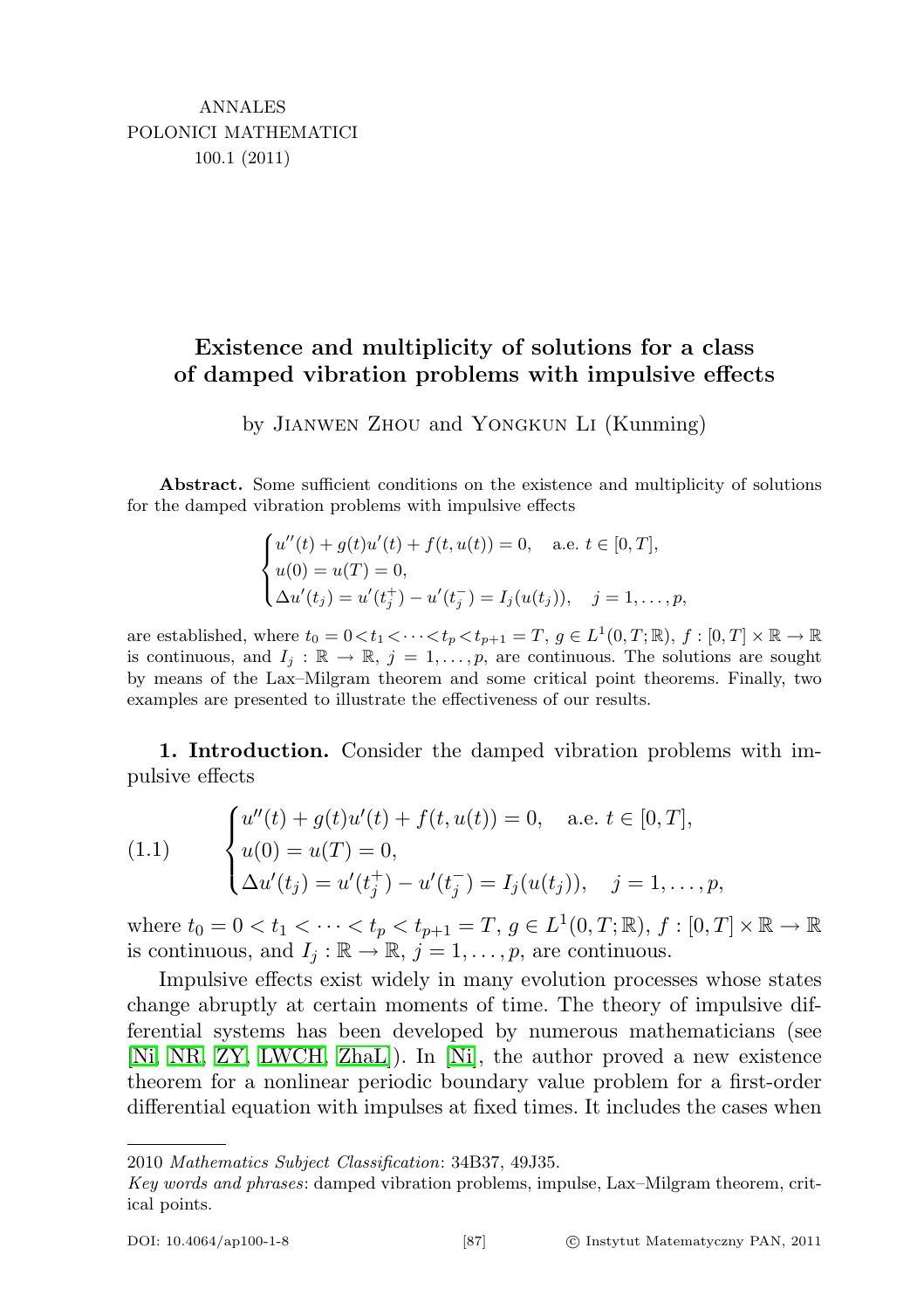ANNALES
POLONICI MATHEMATICI
100.1 (2011)

# Existence and multiplicity of solutions for a class of damped vibration problems with impulsive effects

by Jianwen Zhou and Yongkun Li (Kunming)

**Abstract.** Some sufficient conditions on the existence and multiplicity of solutions for the damped vibration problems with impulsive effects

$$\begin{cases} u''(t) + g(t)u'(t) + f(t, u(t)) = 0, \quad \text{a.e. } t \in [0, T], \\ u(0) = u(T) = 0, \\ \Delta u'(t_j) = u'(t_j^+) - u'(t_j^-) = I_j(u(t_j)), \quad j = 1, \ldots, p, \end{cases}$$

are established, where $t_0 = 0 < t_1 < \cdots < t_p < t_{p+1} = T$, $g \in L^1(0, T; \mathbb{R})$, $f : [0, T] \times \mathbb{R} \to \mathbb{R}$ is continuous, and $I_j : \mathbb{R} \to \mathbb{R}$, $j = 1, \ldots, p$, are continuous. The solutions are sought by means of the Lax–Milgram theorem and some critical point theorems. Finally, two examples are presented to illustrate the effectiveness of our results.

**1. Introduction.** Consider the damped vibration problems with impulsive effects

$$(1.1) \qquad \begin{cases} u''(t) + g(t)u'(t) + f(t, u(t)) = 0, \quad \text{a.e. } t \in [0, T], \\ u(0) = u(T) = 0, \\ \Delta u'(t_j) = u'(t_j^+) - u'(t_j^-) = I_j(u(t_j)), \quad j = 1, \ldots, p, \end{cases}$$

where $t_0 = 0 < t_1 < \cdots < t_p < t_{p+1} = T$, $g \in L^1(0, T; \mathbb{R})$, $f : [0, T] \times \mathbb{R} \to \mathbb{R}$ is continuous, and $I_j : \mathbb{R} \to \mathbb{R}$, $j = 1, \ldots, p$, are continuous.

Impulsive effects exist widely in many evolution processes whose states change abruptly at certain moments of time. The theory of impulsive differential systems has been developed by numerous mathematicians (see [Ni, NR, ZY, LWCH, ZhaL]). In [Ni], the author proved a new existence theorem for a nonlinear periodic boundary value problem for a first-order differential equation with impulses at fixed times. It includes the cases when

---

2010 *Mathematics Subject Classification*: 34B37, 49J35.

*Key words and phrases*: damped vibration problems, impulse, Lax–Milgram theorem, critical points.

DOI: 10.4064/ap100-1-8 © Instytut Matematyczny PAN, 2011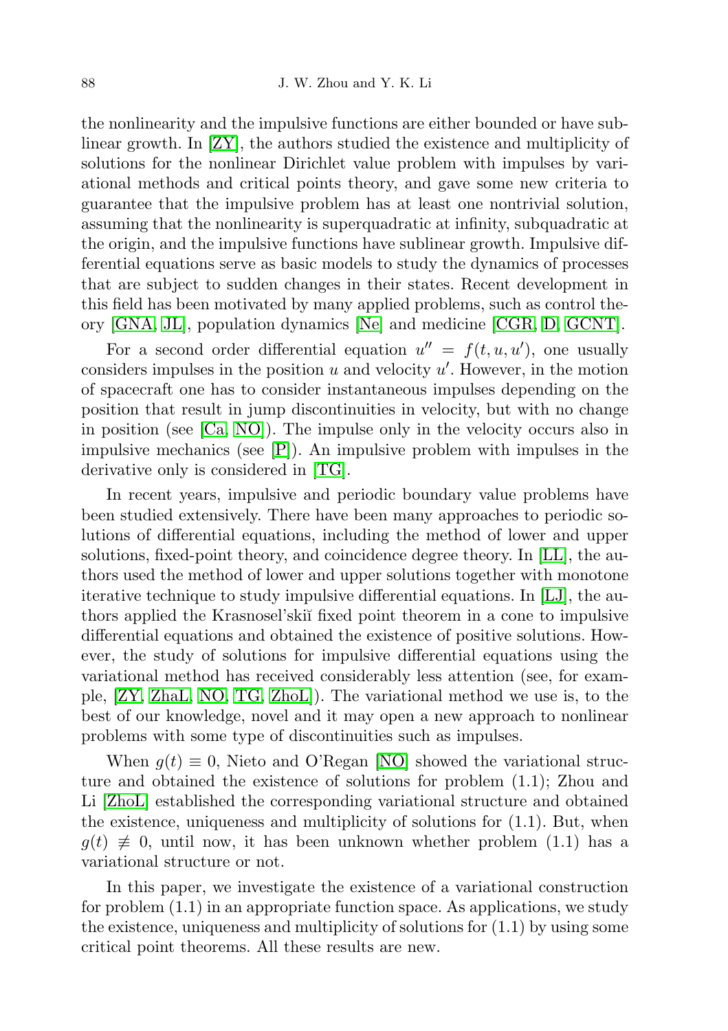the nonlinearity and the impulsive functions are either bounded or have sublinear growth. In [ZY], the authors studied the existence and multiplicity of solutions for the nonlinear Dirichlet value problem with impulses by variational methods and critical points theory, and gave some new criteria to guarantee that the impulsive problem has at least one nontrivial solution, assuming that the nonlinearity is superquadratic at infinity, subquadratic at the origin, and the impulsive functions have sublinear growth. Impulsive differential equations serve as basic models to study the dynamics of processes that are subject to sudden changes in their states. Recent development in this field has been motivated by many applied problems, such as control theory [GNA, JL], population dynamics [Ne] and medicine [CGR, D, GCNT].

For a second order differential equation $u'' = f(t, u, u')$, one usually considers impulses in the position $u$ and velocity $u'$. However, in the motion of spacecraft one has to consider instantaneous impulses depending on the position that result in jump discontinuities in velocity, but with no change in position (see [Ca, NO]). The impulse only in the velocity occurs also in impulsive mechanics (see [P]). An impulsive problem with impulses in the derivative only is considered in [TG].

In recent years, impulsive and periodic boundary value problems have been studied extensively. There have been many approaches to periodic solutions of differential equations, including the method of lower and upper solutions, fixed-point theory, and coincidence degree theory. In [LL], the authors used the method of lower and upper solutions together with monotone iterative technique to study impulsive differential equations. In [LJ], the authors applied the Krasnosel'skiĭ fixed point theorem in a cone to impulsive differential equations and obtained the existence of positive solutions. However, the study of solutions for impulsive differential equations using the variational method has received considerably less attention (see, for example, [ZY, ZhaL, NO, TG, ZhoL]). The variational method we use is, to the best of our knowledge, novel and it may open a new approach to nonlinear problems with some type of discontinuities such as impulses.

When $g(t) \equiv 0$, Nieto and O'Regan [NO] showed the variational structure and obtained the existence of solutions for problem (1.1); Zhou and Li [ZhoL] established the corresponding variational structure and obtained the existence, uniqueness and multiplicity of solutions for (1.1). But, when $g(t) \not\equiv 0$, until now, it has been unknown whether problem (1.1) has a variational structure or not.

In this paper, we investigate the existence of a variational construction for problem (1.1) in an appropriate function space. As applications, we study the existence, uniqueness and multiplicity of solutions for (1.1) by using some critical point theorems. All these results are new.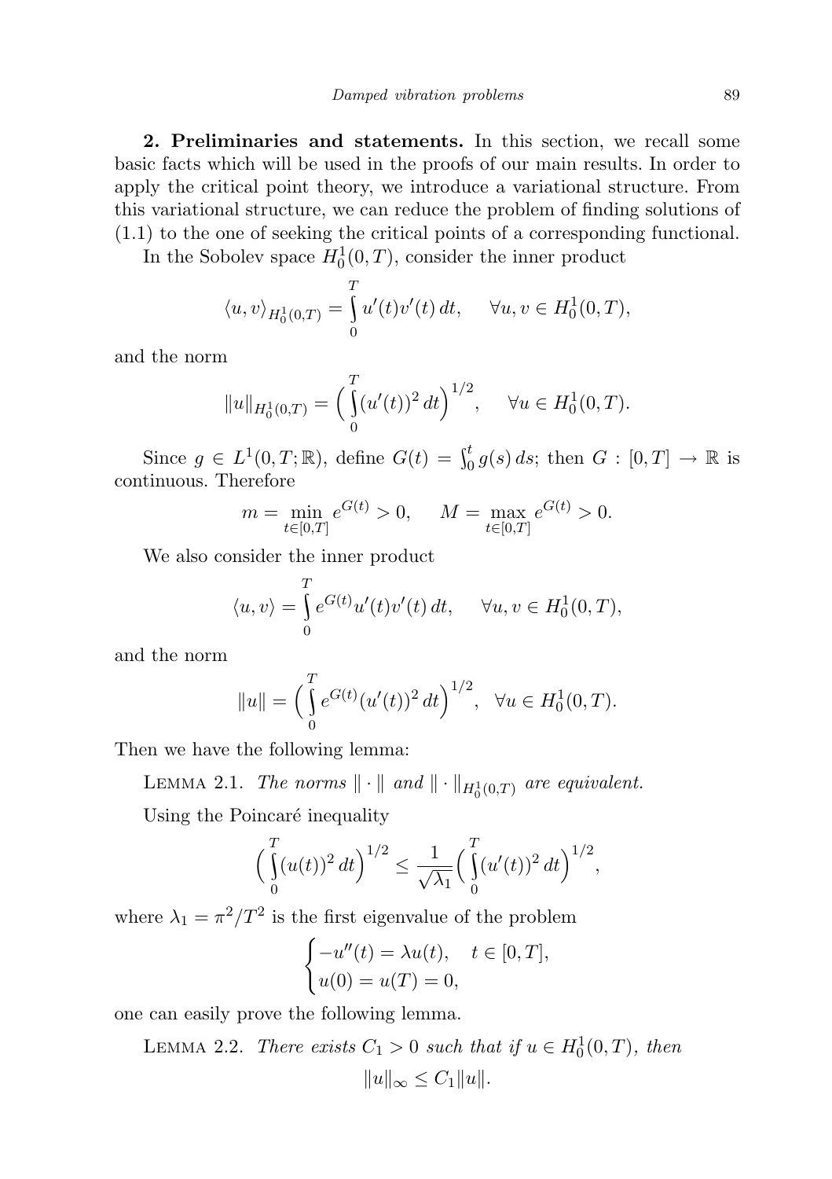**2. Preliminaries and statements.** In this section, we recall some basic facts which will be used in the proofs of our main results. In order to apply the critical point theory, we introduce a variational structure. From this variational structure, we can reduce the problem of finding solutions of (1.1) to the one of seeking the critical points of a corresponding functional.

In the Sobolev space $H_0^1(0,T)$, consider the inner product

$$\langle u, v\rangle_{H_0^1(0,T)} = \int_0^T u'(t)v'(t)\,dt, \qquad \forall u, v \in H_0^1(0,T),$$

and the norm

$$\|u\|_{H_0^1(0,T)} = \Big(\int_0^T (u'(t))^2\,dt\Big)^{1/2}, \qquad \forall u \in H_0^1(0,T).$$

Since $g \in L^1(0,T;\mathbb{R})$, define $G(t) = \int_0^t g(s)\,ds$; then $G : [0,T] \to \mathbb{R}$ is continuous. Therefore

$$m = \min_{t\in[0,T]} e^{G(t)} > 0, \qquad M = \max_{t\in[0,T]} e^{G(t)} > 0.$$

We also consider the inner product

$$\langle u, v\rangle = \int_0^T e^{G(t)}u'(t)v'(t)\,dt, \qquad \forall u, v \in H_0^1(0,T),$$

and the norm

$$\|u\| = \Big(\int_0^T e^{G(t)}(u'(t))^2\,dt\Big)^{1/2}, \quad \forall u \in H_0^1(0,T).$$

Then we have the following lemma:

Lemma 2.1. *The norms $\|\cdot\|$ and $\|\cdot\|_{H_0^1(0,T)}$ are equivalent.*

Using the Poincaré inequality

$$\Big(\int_0^T (u(t))^2\,dt\Big)^{1/2} \le \frac{1}{\sqrt{\lambda_1}}\Big(\int_0^T (u'(t))^2\,dt\Big)^{1/2},$$

where $\lambda_1 = \pi^2/T^2$ is the first eigenvalue of the problem

$$\begin{cases} -u''(t) = \lambda u(t), & t \in [0,T], \\ u(0) = u(T) = 0, \end{cases}$$

one can easily prove the following lemma.

Lemma 2.2. *There exists $C_1 > 0$ such that if $u \in H_0^1(0,T)$, then*

$$\|u\|_\infty \le C_1\|u\|.$$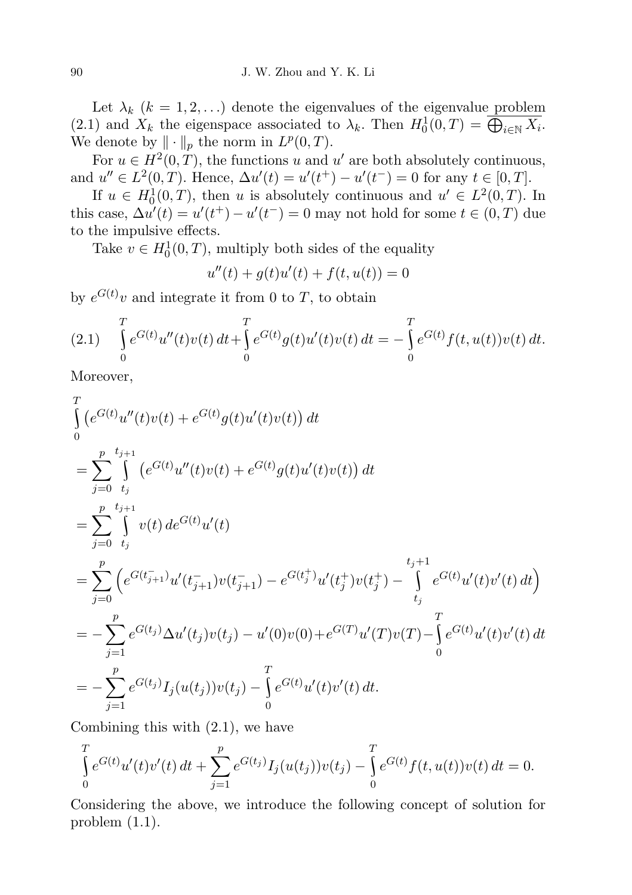Let $\lambda_k$ $(k = 1, 2, \dots)$ denote the eigenvalues of the eigenvalue problem (2.1) and $X_k$ the eigenspace associated to $\lambda_k$. Then $H_0^1(0,T) = \overline{\bigoplus_{i\in\mathbb{N}} X_i}$. We denote by $\|\cdot\|_p$ the norm in $L^p(0,T)$.

For $u \in H^2(0,T)$, the functions $u$ and $u'$ are both absolutely continuous, and $u'' \in L^2(0,T)$. Hence, $\Delta u'(t) = u'(t^+) - u'(t^-) = 0$ for any $t \in [0,T]$.

If $u \in H_0^1(0,T)$, then $u$ is absolutely continuous and $u' \in L^2(0,T)$. In this case, $\Delta u'(t) = u'(t^+) - u'(t^-) = 0$ may not hold for some $t \in (0,T)$ due to the impulsive effects.

Take $v \in H_0^1(0,T)$, multiply both sides of the equality

$$u''(t) + g(t)u'(t) + f(t, u(t)) = 0$$

by $e^{G(t)}v$ and integrate it from 0 to $T$, to obtain

$$\int_0^T e^{G(t)}u''(t)v(t)\,dt + \int_0^T e^{G(t)}g(t)u'(t)v(t)\,dt = -\int_0^T e^{G(t)}f(t,u(t))v(t)\,dt. \tag{2.1}$$

Moreover,

$$\begin{aligned}
&\int_0^T \big(e^{G(t)}u''(t)v(t) + e^{G(t)}g(t)u'(t)v(t)\big)\,dt \\
&= \sum_{j=0}^{p} \int_{t_j}^{t_{j+1}} \big(e^{G(t)}u''(t)v(t) + e^{G(t)}g(t)u'(t)v(t)\big)\,dt \\
&= \sum_{j=0}^{p} \int_{t_j}^{t_{j+1}} v(t)\,de^{G(t)}u'(t) \\
&= \sum_{j=0}^{p} \Big(e^{G(t_{j+1}^-)}u'(t_{j+1}^-)v(t_{j+1}^-) - e^{G(t_j^+)}u'(t_j^+)v(t_j^+) - \int_{t_j}^{t_j+1} e^{G(t)}u'(t)v'(t)\,dt\Big) \\
&= -\sum_{j=1}^{p} e^{G(t_j)}\Delta u'(t_j)v(t_j) - u'(0)v(0) + e^{G(T)}u'(T)v(T) - \int_0^T e^{G(t)}u'(t)v'(t)\,dt \\
&= -\sum_{j=1}^{p} e^{G(t_j)}I_j(u(t_j))v(t_j) - \int_0^T e^{G(t)}u'(t)v'(t)\,dt.
\end{aligned}$$

Combining this with (2.1), we have

$$\int_0^T e^{G(t)}u'(t)v'(t)\,dt + \sum_{j=1}^{p} e^{G(t_j)}I_j(u(t_j))v(t_j) - \int_0^T e^{G(t)}f(t,u(t))v(t)\,dt = 0.$$

Considering the above, we introduce the following concept of solution for problem (1.1).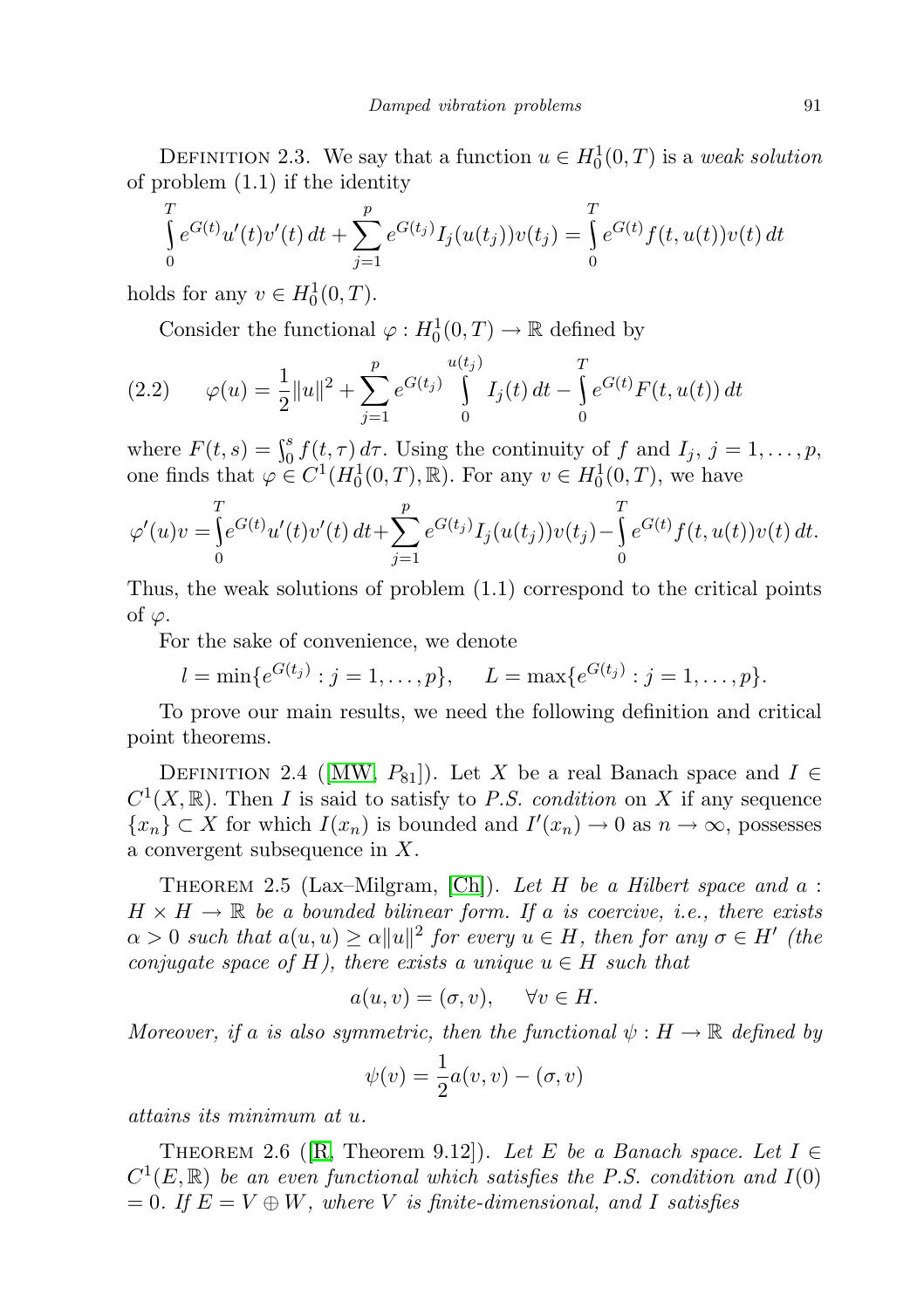DEFINITION 2.3. We say that a function $u \in H_0^1(0,T)$ is a *weak solution* of problem (1.1) if the identity

$$\int_0^T e^{G(t)} u'(t) v'(t)\, dt + \sum_{j=1}^{p} e^{G(t_j)} I_j(u(t_j)) v(t_j) = \int_0^T e^{G(t)} f(t, u(t)) v(t)\, dt$$

holds for any $v \in H_0^1(0,T)$.

Consider the functional $\varphi : H_0^1(0,T) \to \mathbb{R}$ defined by

$$\varphi(u) = \frac{1}{2}\|u\|^2 + \sum_{j=1}^{p} e^{G(t_j)} \int_0^{u(t_j)} I_j(t)\, dt - \int_0^T e^{G(t)} F(t, u(t))\, dt \tag{2.2}$$

where $F(t,s) = \int_0^s f(t,\tau)\, d\tau$. Using the continuity of $f$ and $I_j$, $j = 1, \ldots, p$, one finds that $\varphi \in C^1(H_0^1(0,T), \mathbb{R})$. For any $v \in H_0^1(0,T)$, we have

$$\varphi'(u)v = \int_0^T e^{G(t)} u'(t) v'(t)\, dt + \sum_{j=1}^{p} e^{G(t_j)} I_j(u(t_j)) v(t_j) - \int_0^T e^{G(t)} f(t, u(t)) v(t)\, dt.$$

Thus, the weak solutions of problem (1.1) correspond to the critical points of $\varphi$.

For the sake of convenience, we denote

$$l = \min\{e^{G(t_j)} : j = 1, \ldots, p\}, \qquad L = \max\{e^{G(t_j)} : j = 1, \ldots, p\}.$$

To prove our main results, we need the following definition and critical point theorems.

DEFINITION 2.4 ([MW, $P_{81}$]). Let $X$ be a real Banach space and $I \in C^1(X, \mathbb{R})$. Then $I$ is said to satisfy to *P.S. condition* on $X$ if any sequence $\{x_n\} \subset X$ for which $I(x_n)$ is bounded and $I'(x_n) \to 0$ as $n \to \infty$, possesses a convergent subsequence in $X$.

THEOREM 2.5 (Lax–Milgram, [Ch]). *Let $H$ be a Hilbert space and $a : H \times H \to \mathbb{R}$ be a bounded bilinear form. If $a$ is coercive, i.e., there exists $\alpha > 0$ such that $a(u,u) \geq \alpha\|u\|^2$ for every $u \in H$, then for any $\sigma \in H'$ (the conjugate space of $H$), there exists a unique $u \in H$ such that*

$$a(u,v) = (\sigma, v), \qquad \forall v \in H.$$

*Moreover, if $a$ is also symmetric, then the functional $\psi : H \to \mathbb{R}$ defined by*

$$\psi(v) = \frac{1}{2} a(v,v) - (\sigma, v)$$

*attains its minimum at $u$.*

THEOREM 2.6 ([R, Theorem 9.12]). *Let $E$ be a Banach space. Let $I \in C^1(E, \mathbb{R})$ be an even functional which satisfies the P.S. condition and $I(0) = 0$. If $E = V \oplus W$, where $V$ is finite-dimensional, and $I$ satisfies*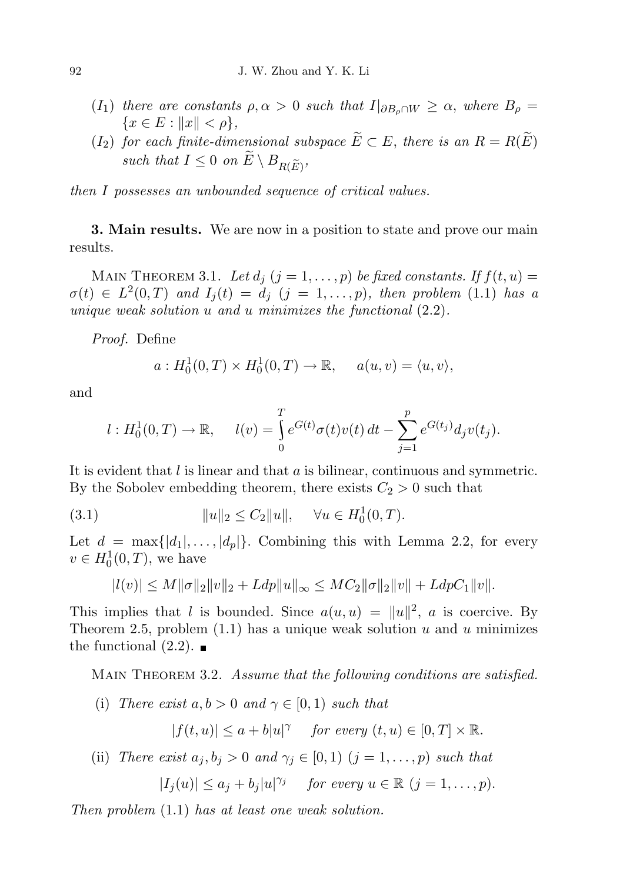($I_1$) *there are constants $\rho, \alpha > 0$ such that $I|_{\partial B_\rho \cap W} \geq \alpha$, where $B_\rho = \{x \in E : \|x\| < \rho\}$,*

($I_2$) *for each finite-dimensional subspace $\widetilde{E} \subset E$, there is an $R = R(\widetilde{E})$ such that $I \leq 0$ on $\widetilde{E} \setminus B_{R(\widetilde{E})}$,*

*then $I$ possesses an unbounded sequence of critical values.*

## 3. Main results.

We are now in a position to state and prove our main results.

Main Theorem 3.1. *Let $d_j$ ($j = 1, \ldots, p$) be fixed constants. If $f(t,u) = \sigma(t) \in L^2(0,T)$ and $I_j(t) = d_j$ ($j = 1, \ldots, p$), then problem (1.1) has a unique weak solution $u$ and $u$ minimizes the functional (2.2).*

*Proof.* Define

$$a : H_0^1(0,T) \times H_0^1(0,T) \to \mathbb{R}, \quad a(u,v) = \langle u, v \rangle,$$

and

$$l : H_0^1(0,T) \to \mathbb{R}, \quad l(v) = \int_0^T e^{G(t)} \sigma(t) v(t)\, dt - \sum_{j=1}^p e^{G(t_j)} d_j v(t_j).$$

It is evident that $l$ is linear and that $a$ is bilinear, continuous and symmetric. By the Sobolev embedding theorem, there exists $C_2 > 0$ such that

$$\|u\|_2 \leq C_2 \|u\|, \quad \forall u \in H_0^1(0,T). \tag{3.1}$$

Let $d = \max\{|d_1|, \ldots, |d_p|\}$. Combining this with Lemma 2.2, for every $v \in H_0^1(0,T)$, we have

$$|l(v)| \leq M\|\sigma\|_2 \|v\|_2 + Ldp\|u\|_\infty \leq MC_2 \|\sigma\|_2 \|v\| + LdpC_1\|v\|.$$

This implies that $l$ is bounded. Since $a(u,u) = \|u\|^2$, $a$ is coercive. By Theorem 2.5, problem (1.1) has a unique weak solution $u$ and $u$ minimizes the functional (2.2). ∎

Main Theorem 3.2. *Assume that the following conditions are satisfied.*

(i) *There exist $a, b > 0$ and $\gamma \in [0,1)$ such that*

$$|f(t,u)| \leq a + b|u|^\gamma \quad \text{for every } (t,u) \in [0,T] \times \mathbb{R}.$$

(ii) *There exist $a_j, b_j > 0$ and $\gamma_j \in [0,1)$ ($j = 1, \ldots, p$) such that*

$$|I_j(u)| \leq a_j + b_j|u|^{\gamma_j} \quad \text{for every } u \in \mathbb{R} \ (j = 1, \ldots, p).$$

*Then problem (1.1) has at least one weak solution.*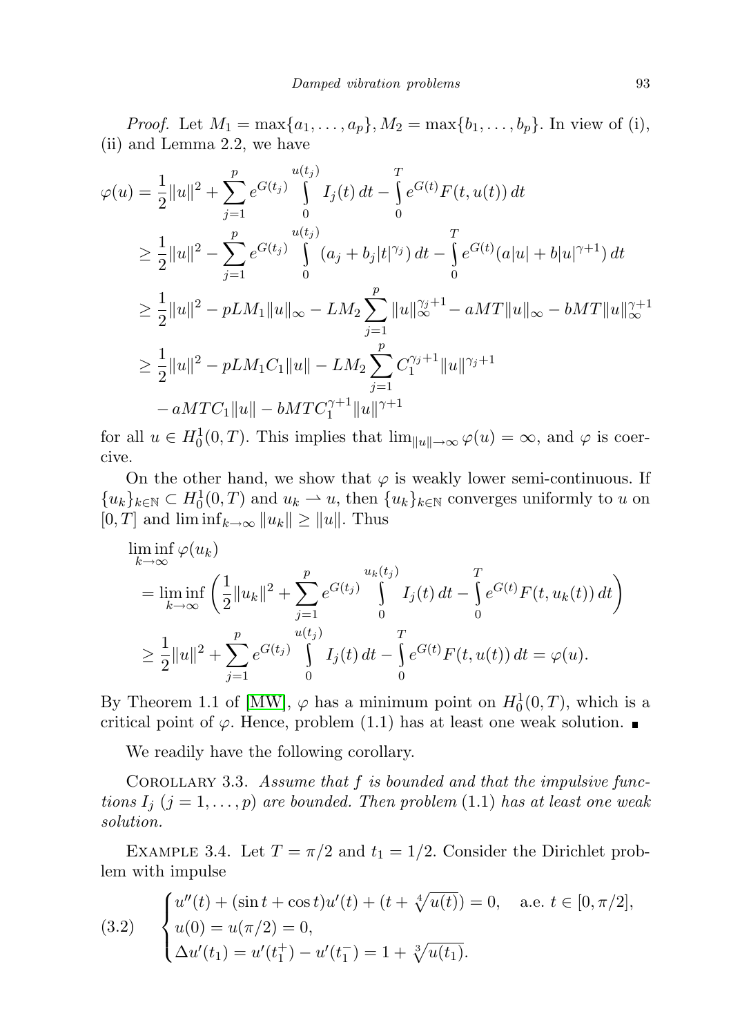*Proof.* Let $M_1 = \max\{a_1, \dots, a_p\}, M_2 = \max\{b_1, \dots, b_p\}$. In view of (i), (ii) and Lemma 2.2, we have

$$
\begin{aligned}
\varphi(u) &= \frac{1}{2}\|u\|^2 + \sum_{j=1}^{p} e^{G(t_j)} \int_0^{u(t_j)} I_j(t)\,dt - \int_0^T e^{G(t)} F(t, u(t))\,dt \\
&\geq \frac{1}{2}\|u\|^2 - \sum_{j=1}^{p} e^{G(t_j)} \int_0^{u(t_j)} (a_j + b_j |t|^{\gamma_j})\,dt - \int_0^T e^{G(t)} (a|u| + b|u|^{\gamma+1})\,dt \\
&\geq \frac{1}{2}\|u\|^2 - pLM_1\|u\|_\infty - LM_2 \sum_{j=1}^{p} \|u\|_\infty^{\gamma_j+1} - aMT\|u\|_\infty - bMT\|u\|_\infty^{\gamma+1} \\
&\geq \frac{1}{2}\|u\|^2 - pLM_1C_1\|u\| - LM_2 \sum_{j=1}^{p} C_1^{\gamma_j+1}\|u\|^{\gamma_j+1} \\
&\quad - aMTC_1\|u\| - bMTC_1^{\gamma+1}\|u\|^{\gamma+1}
\end{aligned}
$$

for all $u \in H_0^1(0,T)$. This implies that $\lim_{\|u\|\to\infty} \varphi(u) = \infty$, and $\varphi$ is coercive.

On the other hand, we show that $\varphi$ is weakly lower semi-continuous. If $\{u_k\}_{k\in\mathbb{N}} \subset H_0^1(0,T)$ and $u_k \rightharpoonup u$, then $\{u_k\}_{k\in\mathbb{N}}$ converges uniformly to $u$ on $[0,T]$ and $\liminf_{k\to\infty} \|u_k\| \geq \|u\|$. Thus

$$
\begin{aligned}
&\liminf_{k\to\infty} \varphi(u_k) \\
&\quad = \liminf_{k\to\infty} \left( \frac{1}{2}\|u_k\|^2 + \sum_{j=1}^{p} e^{G(t_j)} \int_0^{u_k(t_j)} I_j(t)\,dt - \int_0^T e^{G(t)} F(t, u_k(t))\,dt \right) \\
&\quad \geq \frac{1}{2}\|u\|^2 + \sum_{j=1}^{p} e^{G(t_j)} \int_0^{u(t_j)} I_j(t)\,dt - \int_0^T e^{G(t)} F(t, u(t))\,dt = \varphi(u).
\end{aligned}
$$

By Theorem 1.1 of [MW], $\varphi$ has a minimum point on $H_0^1(0,T)$, which is a critical point of $\varphi$. Hence, problem (1.1) has at least one weak solution. ■

We readily have the following corollary.

COROLLARY 3.3. *Assume that $f$ is bounded and that the impulsive functions $I_j$ $(j = 1, \dots, p)$ are bounded. Then problem* (1.1) *has at least one weak solution.*

EXAMPLE 3.4. Let $T = \pi/2$ and $t_1 = 1/2$. Consider the Dirichlet problem with impulse

$$
(3.2) \qquad
\begin{cases}
u''(t) + (\sin t + \cos t)u'(t) + (t + \sqrt[4]{u(t)}) = 0, & \text{a.e. } t \in [0, \pi/2], \\
u(0) = u(\pi/2) = 0, \\
\Delta u'(t_1) = u'(t_1^+) - u'(t_1^-) = 1 + \sqrt[3]{u(t_1)}.
\end{cases}
$$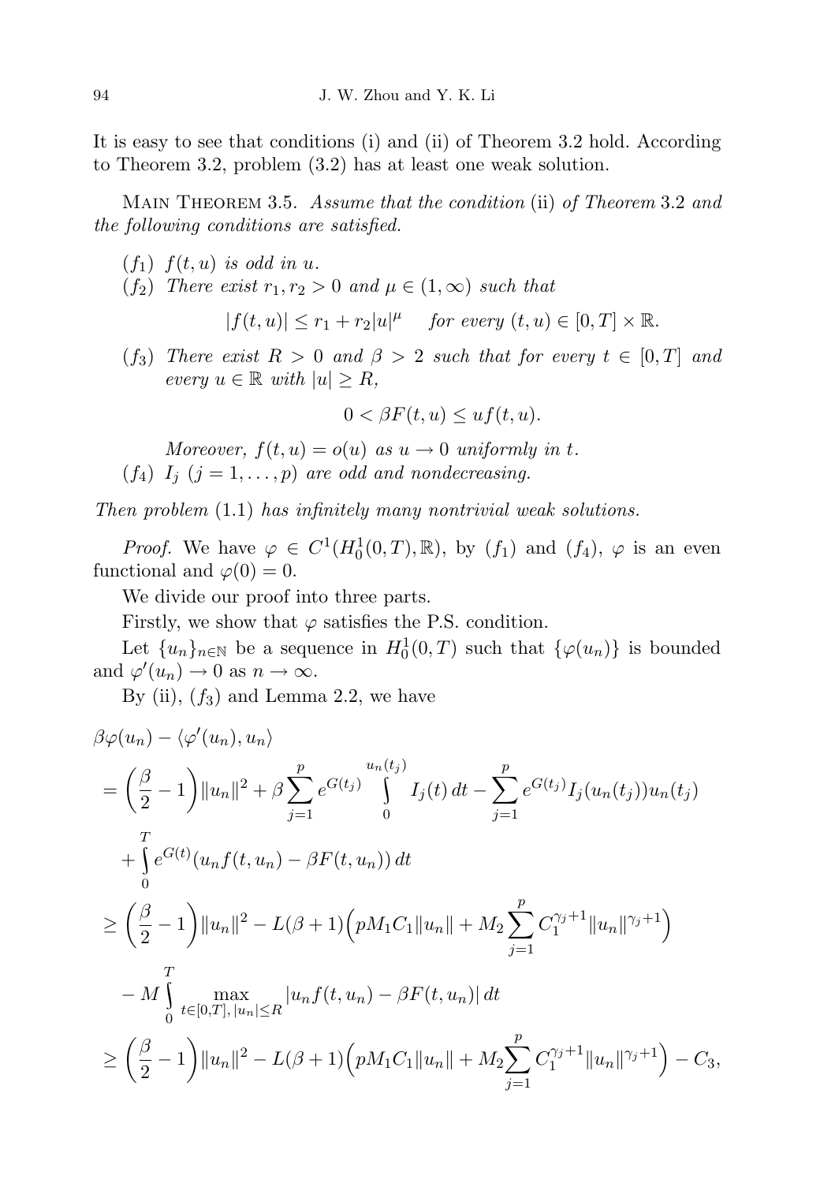It is easy to see that conditions (i) and (ii) of Theorem 3.2 hold. According to Theorem 3.2, problem (3.2) has at least one weak solution.

Main Theorem 3.5. *Assume that the condition* (ii) *of Theorem* 3.2 *and the following conditions are satisfied.*

- $(f_1)$ *$f(t,u)$ is odd in $u$.*
- $(f_2)$ *There exist $r_1, r_2 > 0$ and $\mu \in (1,\infty)$ such that*

$$|f(t,u)| \le r_1 + r_2|u|^\mu \quad \text{for every } (t,u) \in [0,T]\times\mathbb{R}.$$

- $(f_3)$ *There exist $R > 0$ and $\beta > 2$ such that for every $t \in [0,T]$ and every $u \in \mathbb{R}$ with $|u| \ge R$,*

$$0 < \beta F(t,u) \le uf(t,u).$$

  *Moreover, $f(t,u) = o(u)$ as $u \to 0$ uniformly in $t$.*
- $(f_4)$ *$I_j$ $(j = 1,\dots,p)$ are odd and nondecreasing.*

*Then problem* (1.1) *has infinitely many nontrivial weak solutions.*

*Proof.* We have $\varphi \in C^1(H_0^1(0,T),\mathbb{R})$, by $(f_1)$ and $(f_4)$, $\varphi$ is an even functional and $\varphi(0) = 0$.

We divide our proof into three parts.

Firstly, we show that $\varphi$ satisfies the P.S. condition.

Let $\{u_n\}_{n\in\mathbb{N}}$ be a sequence in $H_0^1(0,T)$ such that $\{\varphi(u_n)\}$ is bounded and $\varphi'(u_n) \to 0$ as $n \to \infty$.

By (ii), $(f_3)$ and Lemma 2.2, we have

$$
\begin{aligned}
&\beta\varphi(u_n) - \langle\varphi'(u_n), u_n\rangle \\
&= \Big(\frac{\beta}{2} - 1\Big)\|u_n\|^2 + \beta\sum_{j=1}^{p} e^{G(t_j)} \int_0^{u_n(t_j)} I_j(t)\,dt - \sum_{j=1}^{p} e^{G(t_j)} I_j(u_n(t_j))u_n(t_j) \\
&\quad + \int_0^T e^{G(t)}(u_n f(t,u_n) - \beta F(t,u_n))\,dt \\
&\ge \Big(\frac{\beta}{2} - 1\Big)\|u_n\|^2 - L(\beta+1)\Big(pM_1C_1\|u_n\| + M_2\sum_{j=1}^{p} C_1^{\gamma_j+1}\|u_n\|^{\gamma_j+1}\Big) \\
&\quad - M\int_0^T \max_{t\in[0,T],\,|u_n|\le R} |u_n f(t,u_n) - \beta F(t,u_n)|\,dt \\
&\ge \Big(\frac{\beta}{2} - 1\Big)\|u_n\|^2 - L(\beta+1)\Big(pM_1C_1\|u_n\| + M_2\sum_{j=1}^{p} C_1^{\gamma_j+1}\|u_n\|^{\gamma_j+1}\Big) - C_3,
\end{aligned}
$$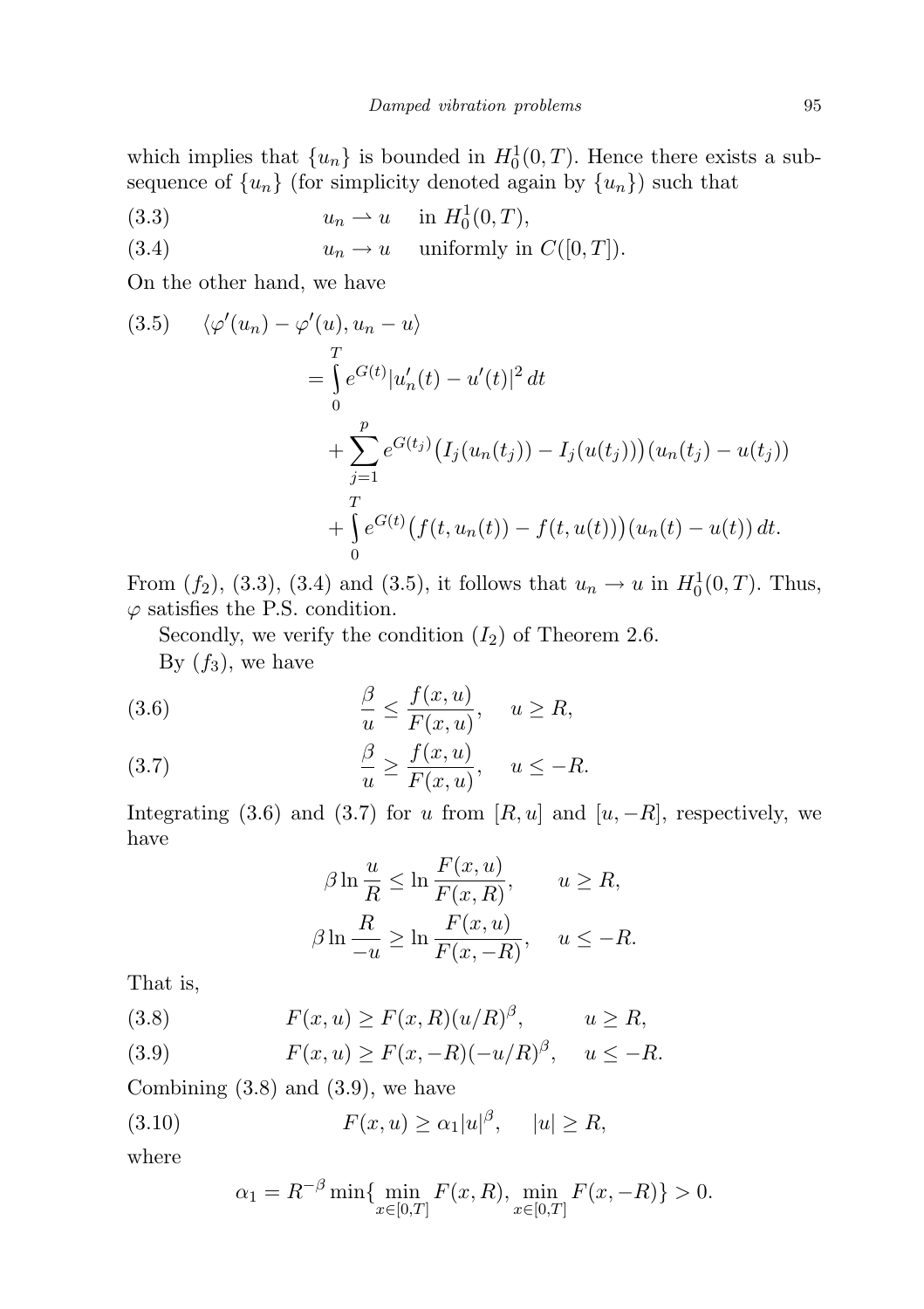which implies that $\{u_n\}$ is bounded in $H_0^1(0,T)$. Hence there exists a subsequence of $\{u_n\}$ (for simplicity denoted again by $\{u_n\}$) such that

$$u_n \rightharpoonup u \quad \text{in } H_0^1(0,T), \tag{3.3}$$

$$u_n \to u \quad \text{uniformly in } C([0,T]). \tag{3.4}$$

On the other hand, we have

$$\begin{aligned}
\langle \varphi'(u_n) - \varphi'(u), u_n - u\rangle
&= \int_0^T e^{G(t)} |u_n'(t) - u'(t)|^2 \, dt \\
&\quad + \sum_{j=1}^{p} e^{G(t_j)} \big(I_j(u_n(t_j)) - I_j(u(t_j))\big)(u_n(t_j) - u(t_j)) \\
&\quad + \int_0^T e^{G(t)} \big(f(t,u_n(t)) - f(t,u(t))\big)(u_n(t) - u(t)) \, dt.
\end{aligned} \tag{3.5}$$

From $(f_2)$, (3.3), (3.4) and (3.5), it follows that $u_n \to u$ in $H_0^1(0,T)$. Thus, $\varphi$ satisfies the P.S. condition.

Secondly, we verify the condition $(I_2)$ of Theorem 2.6.

By $(f_3)$, we have

$$\frac{\beta}{u} \le \frac{f(x,u)}{F(x,u)}, \quad u \ge R, \tag{3.6}$$

$$\frac{\beta}{u} \ge \frac{f(x,u)}{F(x,u)}, \quad u \le -R. \tag{3.7}$$

Integrating (3.6) and (3.7) for $u$ from $[R,u]$ and $[u,-R]$, respectively, we have

$$\beta \ln \frac{u}{R} \le \ln \frac{F(x,u)}{F(x,R)}, \qquad u \ge R,$$

$$\beta \ln \frac{R}{-u} \ge \ln \frac{F(x,u)}{F(x,-R)}, \quad u \le -R.$$

That is,

$$F(x,u) \ge F(x,R)(u/R)^{\beta}, \qquad u \ge R, \tag{3.8}$$

$$F(x,u) \ge F(x,-R)(-u/R)^{\beta}, \quad u \le -R. \tag{3.9}$$

Combining (3.8) and (3.9), we have

$$F(x,u) \ge \alpha_1 |u|^{\beta}, \quad |u| \ge R, \tag{3.10}$$

where

$$\alpha_1 = R^{-\beta} \min\{\min_{x\in[0,T]} F(x,R), \min_{x\in[0,T]} F(x,-R)\} > 0.$$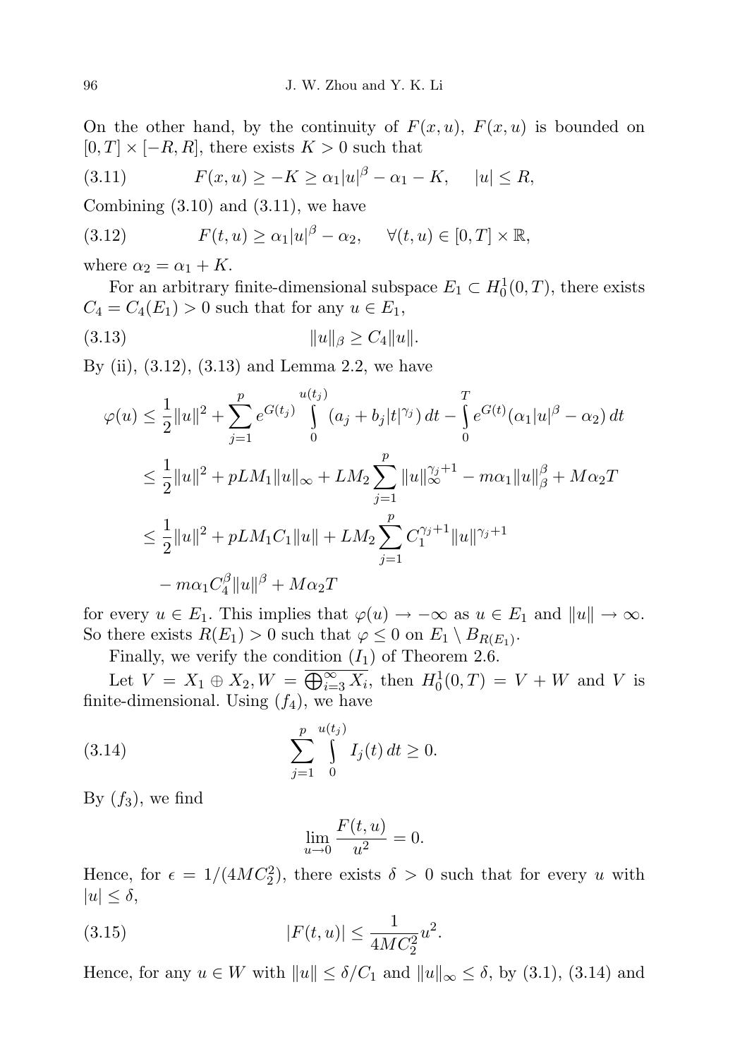On the other hand, by the continuity of $F(x,u)$, $F(x,u)$ is bounded on $[0,T]\times[-R,R]$, there exists $K>0$ such that

$$F(x,u)\geq -K\geq \alpha_1|u|^\beta-\alpha_1-K,\qquad |u|\leq R, \tag{3.11}$$

Combining (3.10) and (3.11), we have

$$F(t,u)\geq \alpha_1|u|^\beta-\alpha_2,\qquad \forall (t,u)\in[0,T]\times\mathbb{R}, \tag{3.12}$$

where $\alpha_2=\alpha_1+K$.

For an arbitrary finite-dimensional subspace $E_1\subset H_0^1(0,T)$, there exists $C_4=C_4(E_1)>0$ such that for any $u\in E_1$,

$$\|u\|_\beta\geq C_4\|u\|. \tag{3.13}$$

By (ii), (3.12), (3.13) and Lemma 2.2, we have

$$\begin{aligned}
\varphi(u)&\leq \frac{1}{2}\|u\|^2+\sum_{j=1}^{p}e^{G(t_j)}\int_0^{u(t_j)}(a_j+b_j|t|^{\gamma_j})\,dt-\int_0^T e^{G(t)}(\alpha_1|u|^\beta-\alpha_2)\,dt\\
&\leq \frac{1}{2}\|u\|^2+pLM_1\|u\|_\infty+LM_2\sum_{j=1}^{p}\|u\|_\infty^{\gamma_j+1}-m\alpha_1\|u\|_\beta^\beta+M\alpha_2T\\
&\leq \frac{1}{2}\|u\|^2+pLM_1C_1\|u\|+LM_2\sum_{j=1}^{p}C_1^{\gamma_j+1}\|u\|^{\gamma_j+1}\\
&\quad -m\alpha_1C_4^\beta\|u\|^\beta+M\alpha_2T
\end{aligned}$$

for every $u\in E_1$. This implies that $\varphi(u)\to-\infty$ as $u\in E_1$ and $\|u\|\to\infty$. So there exists $R(E_1)>0$ such that $\varphi\leq 0$ on $E_1\setminus B_{R(E_1)}$.

Finally, we verify the condition $(I_1)$ of Theorem 2.6.

Let $V=X_1\oplus X_2, W=\overline{\bigoplus_{i=3}^\infty X_i}$, then $H_0^1(0,T)=V+W$ and $V$ is finite-dimensional. Using $(f_4)$, we have

$$\sum_{j=1}^{p}\int_0^{u(t_j)}I_j(t)\,dt\geq 0. \tag{3.14}$$

By $(f_3)$, we find

$$\lim_{u\to 0}\frac{F(t,u)}{u^2}=0.$$

Hence, for $\epsilon=1/(4MC_2^2)$, there exists $\delta>0$ such that for every $u$ with $|u|\leq\delta$,

$$|F(t,u)|\leq \frac{1}{4MC_2^2}u^2. \tag{3.15}$$

Hence, for any $u\in W$ with $\|u\|\leq \delta/C_1$ and $\|u\|_\infty\leq\delta$, by (3.1), (3.14) and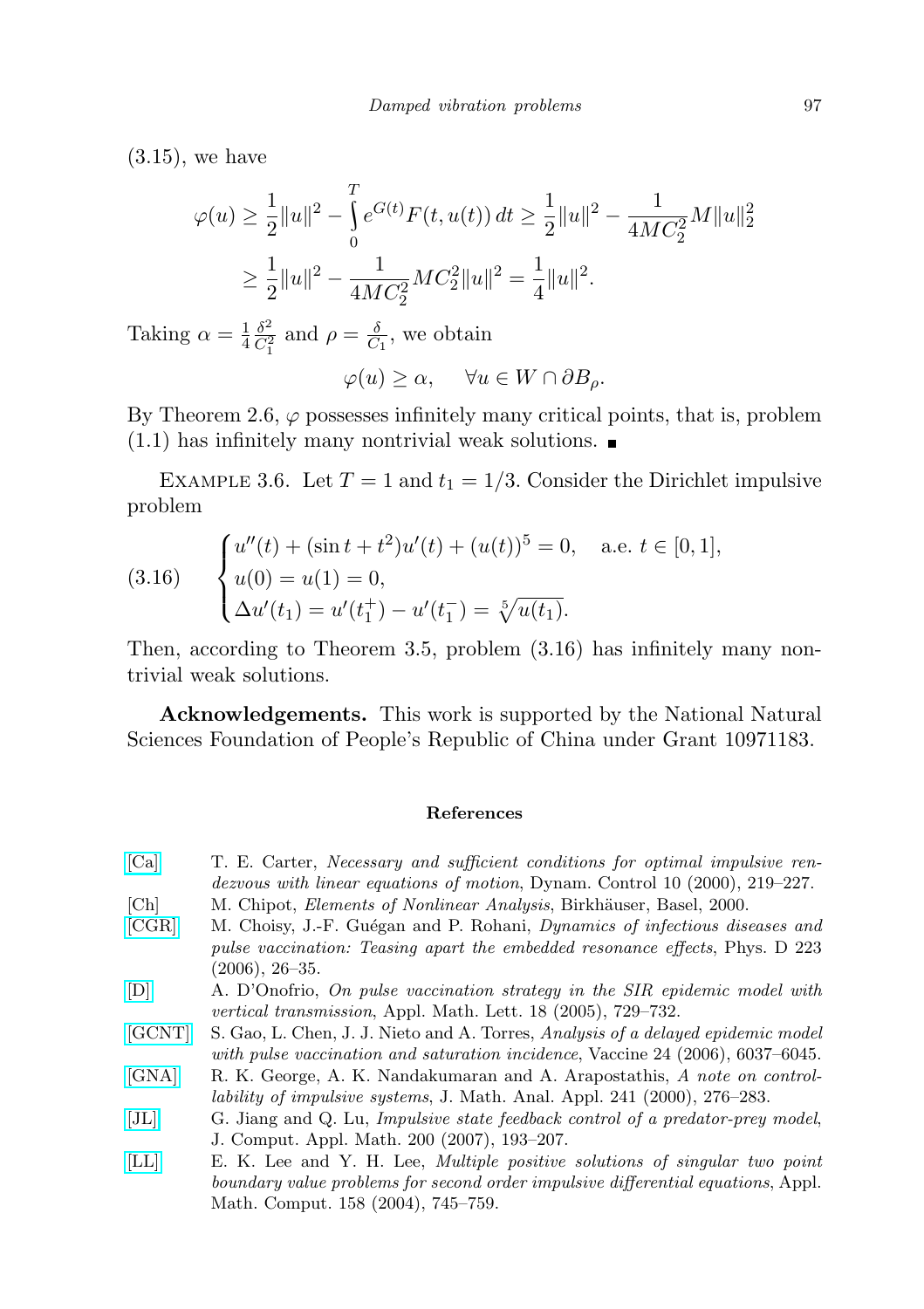(3.15), we have

$$\varphi(u) \geq \frac{1}{2}\|u\|^2 - \int_0^T e^{G(t)} F(t, u(t))\, dt \geq \frac{1}{2}\|u\|^2 - \frac{1}{4MC_2^2} M \|u\|_2^2$$
$$\geq \frac{1}{2}\|u\|^2 - \frac{1}{4MC_2^2} MC_2^2 \|u\|^2 = \frac{1}{4}\|u\|^2.$$

Taking $\alpha = \frac{1}{4}\frac{\delta^2}{C_1^2}$ and $\rho = \frac{\delta}{C_1}$, we obtain

$$\varphi(u) \geq \alpha, \quad \forall u \in W \cap \partial B_\rho.$$

By Theorem 2.6, $\varphi$ possesses infinitely many critical points, that is, problem (1.1) has infinitely many nontrivial weak solutions. ∎

Example 3.6. Let $T = 1$ and $t_1 = 1/3$. Consider the Dirichlet impulsive problem

$$(3.16) \qquad \begin{cases} u''(t) + (\sin t + t^2) u'(t) + (u(t))^5 = 0, & \text{a.e. } t \in [0, 1], \\ u(0) = u(1) = 0, \\ \Delta u'(t_1) = u'(t_1^+) - u'(t_1^-) = \sqrt[5]{u(t_1)}. \end{cases}$$

Then, according to Theorem 3.5, problem (3.16) has infinitely many nontrivial weak solutions.

**Acknowledgements.** This work is supported by the National Natural Sciences Foundation of People's Republic of China under Grant 10971183.

## References

[Ca] T. E. Carter, *Necessary and sufficient conditions for optimal impulsive rendezvous with linear equations of motion*, Dynam. Control 10 (2000), 219–227.

[Ch] M. Chipot, *Elements of Nonlinear Analysis*, Birkhäuser, Basel, 2000.

[CGR] M. Choisy, J.-F. Guégan and P. Rohani, *Dynamics of infectious diseases and pulse vaccination: Teasing apart the embedded resonance effects*, Phys. D 223 (2006), 26–35.

[D] A. D'Onofrio, *On pulse vaccination strategy in the SIR epidemic model with vertical transmission*, Appl. Math. Lett. 18 (2005), 729–732.

[GCNT] S. Gao, L. Chen, J. J. Nieto and A. Torres, *Analysis of a delayed epidemic model with pulse vaccination and saturation incidence*, Vaccine 24 (2006), 6037–6045.

[GNA] R. K. George, A. K. Nandakumaran and A. Arapostathis, *A note on controllability of impulsive systems*, J. Math. Anal. Appl. 241 (2000), 276–283.

[JL] G. Jiang and Q. Lu, *Impulsive state feedback control of a predator-prey model*, J. Comput. Appl. Math. 200 (2007), 193–207.

[LL] E. K. Lee and Y. H. Lee, *Multiple positive solutions of singular two point boundary value problems for second order impulsive differential equations*, Appl. Math. Comput. 158 (2004), 745–759.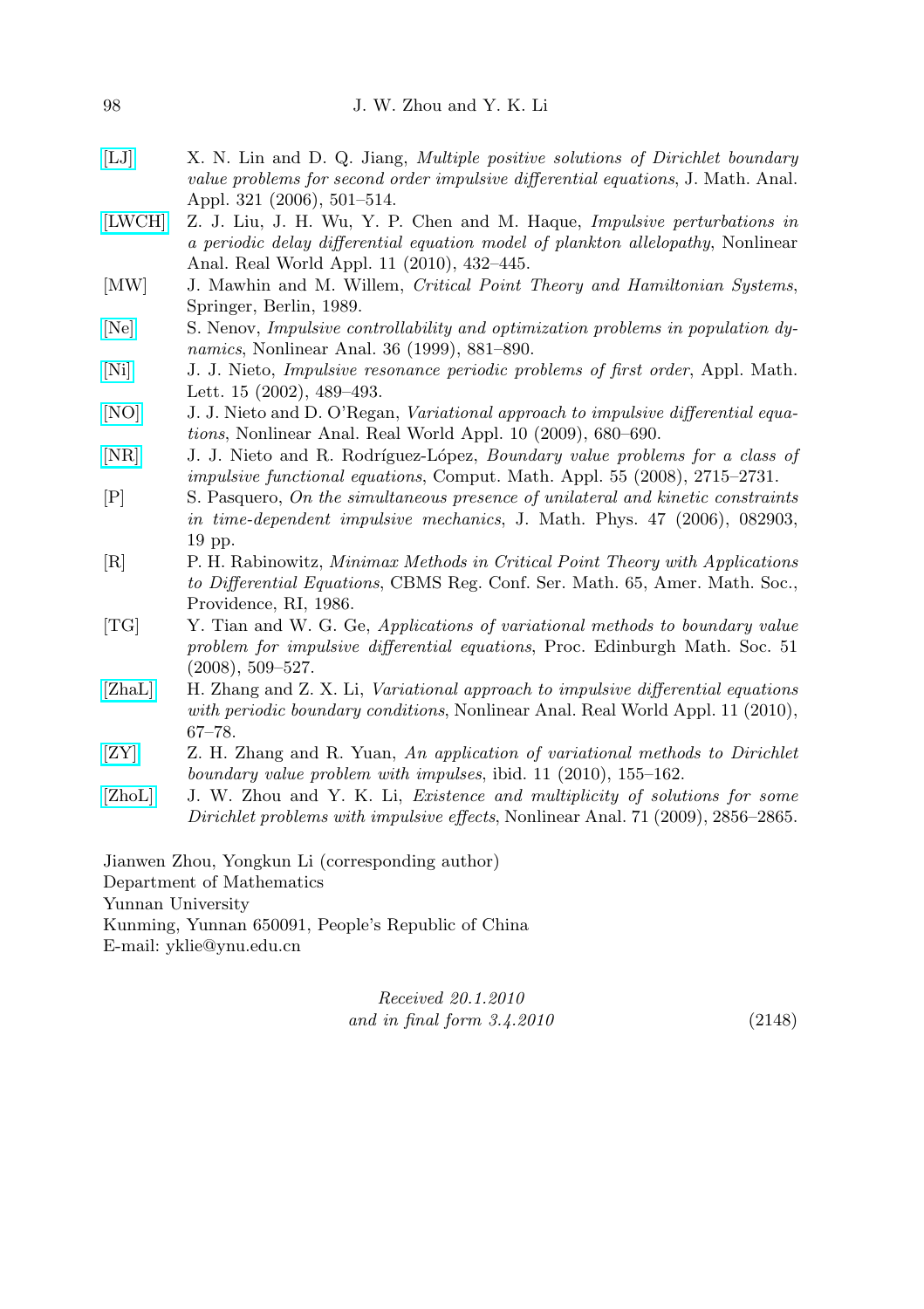[LJ] X. N. Lin and D. Q. Jiang, *Multiple positive solutions of Dirichlet boundary value problems for second order impulsive differential equations*, J. Math. Anal. Appl. 321 (2006), 501–514.

[LWCH] Z. J. Liu, J. H. Wu, Y. P. Chen and M. Haque, *Impulsive perturbations in a periodic delay differential equation model of plankton allelopathy*, Nonlinear Anal. Real World Appl. 11 (2010), 432–445.

[MW] J. Mawhin and M. Willem, *Critical Point Theory and Hamiltonian Systems*, Springer, Berlin, 1989.

[Ne] S. Nenov, *Impulsive controllability and optimization problems in population dynamics*, Nonlinear Anal. 36 (1999), 881–890.

[Ni] J. J. Nieto, *Impulsive resonance periodic problems of first order*, Appl. Math. Lett. 15 (2002), 489–493.

[NO] J. J. Nieto and D. O'Regan, *Variational approach to impulsive differential equations*, Nonlinear Anal. Real World Appl. 10 (2009), 680–690.

[NR] J. J. Nieto and R. Rodríguez-López, *Boundary value problems for a class of impulsive functional equations*, Comput. Math. Appl. 55 (2008), 2715–2731.

[P] S. Pasquero, *On the simultaneous presence of unilateral and kinetic constraints in time-dependent impulsive mechanics*, J. Math. Phys. 47 (2006), 082903, 19 pp.

[R] P. H. Rabinowitz, *Minimax Methods in Critical Point Theory with Applications to Differential Equations*, CBMS Reg. Conf. Ser. Math. 65, Amer. Math. Soc., Providence, RI, 1986.

[TG] Y. Tian and W. G. Ge, *Applications of variational methods to boundary value problem for impulsive differential equations*, Proc. Edinburgh Math. Soc. 51 (2008), 509–527.

[ZhaL] H. Zhang and Z. X. Li, *Variational approach to impulsive differential equations with periodic boundary conditions*, Nonlinear Anal. Real World Appl. 11 (2010), 67–78.

[ZY] Z. H. Zhang and R. Yuan, *An application of variational methods to Dirichlet boundary value problem with impulses*, ibid. 11 (2010), 155–162.

[ZhoL] J. W. Zhou and Y. K. Li, *Existence and multiplicity of solutions for some Dirichlet problems with impulsive effects*, Nonlinear Anal. 71 (2009), 2856–2865.

Jianwen Zhou, Yongkun Li (corresponding author)
Department of Mathematics
Yunnan University
Kunming, Yunnan 650091, People's Republic of China
E-mail: yklie@ynu.edu.cn

*Received 20.1.2010*
*and in final form 3.4.2010* (2148)